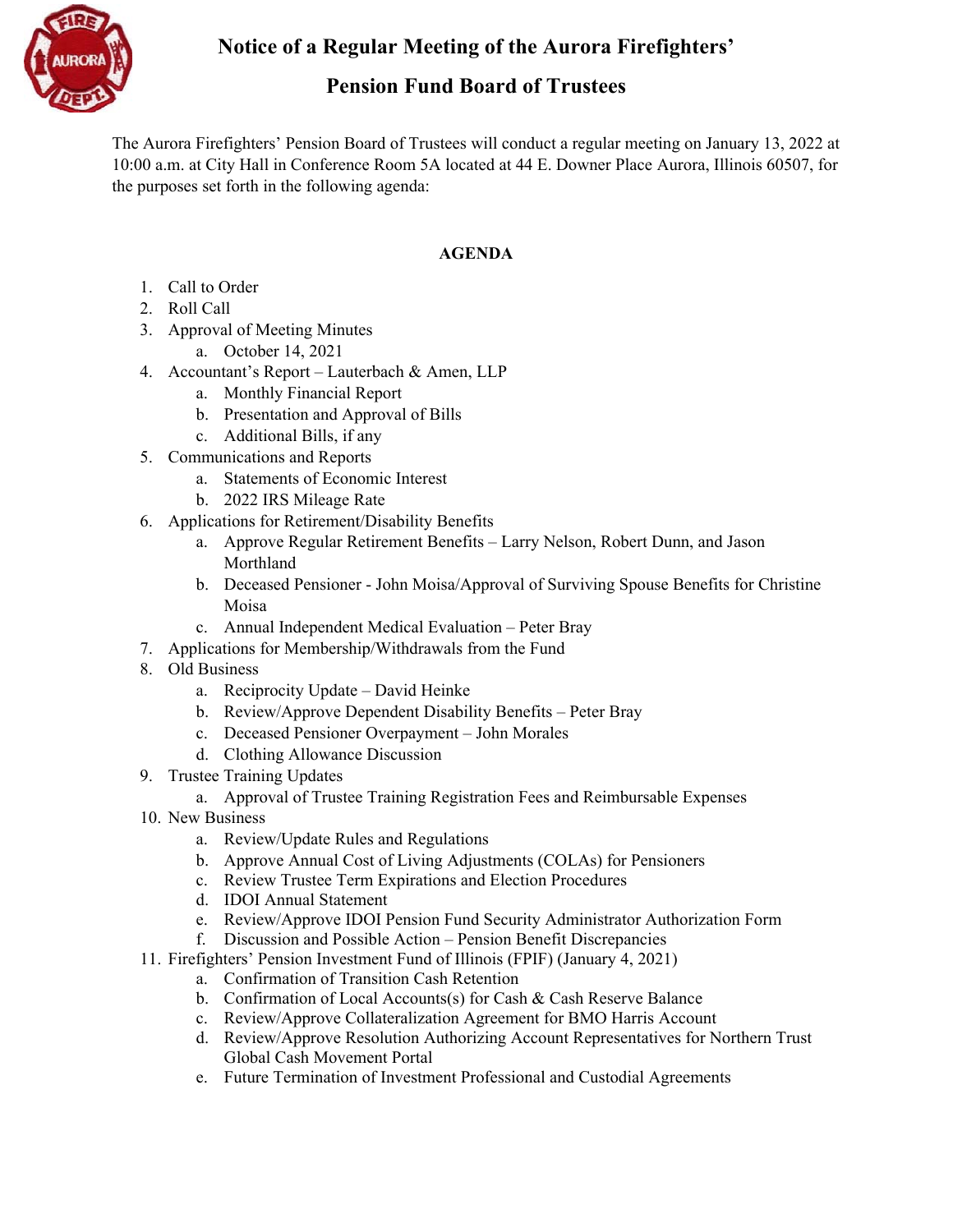# Notice of a Regular Meeting of the Aurora Firefighters' Pension Fund Board of Trustees

The Aurora Firefighters' Pension Board of Trustees will conduct a regular meeting on January 13, 2022 at 10:00 a.m. at City Hall in Conference Room 5A located at 44 E. Downer Place Aurora, Illinois 60507, for the purposes set forth in the following agenda:

## AGENDA

1. Call to Order
2. Roll Call
3. Approval of Meeting Minutes
   a. October 14, 2021
4. Accountant's Report – Lauterbach & Amen, LLP
   a. Monthly Financial Report
   b. Presentation and Approval of Bills
   c. Additional Bills, if any
5. Communications and Reports
   a. Statements of Economic Interest
   b. 2022 IRS Mileage Rate
6. Applications for Retirement/Disability Benefits
   a. Approve Regular Retirement Benefits – Larry Nelson, Robert Dunn, and Jason Morthland
   b. Deceased Pensioner - John Moisa/Approval of Surviving Spouse Benefits for Christine Moisa
   c. Annual Independent Medical Evaluation – Peter Bray
7. Applications for Membership/Withdrawals from the Fund
8. Old Business
   a. Reciprocity Update – David Heinke
   b. Review/Approve Dependent Disability Benefits – Peter Bray
   c. Deceased Pensioner Overpayment – John Morales
   d. Clothing Allowance Discussion
9. Trustee Training Updates
   a. Approval of Trustee Training Registration Fees and Reimbursable Expenses
10. New Business
    a. Review/Update Rules and Regulations
    b. Approve Annual Cost of Living Adjustments (COLAs) for Pensioners
    c. Review Trustee Term Expirations and Election Procedures
    d. IDOI Annual Statement
    e. Review/Approve IDOI Pension Fund Security Administrator Authorization Form
    f. Discussion and Possible Action – Pension Benefit Discrepancies
11. Firefighters' Pension Investment Fund of Illinois (FPIF) (January 4, 2021)
    a. Confirmation of Transition Cash Retention
    b. Confirmation of Local Accounts(s) for Cash & Cash Reserve Balance
    c. Review/Approve Collateralization Agreement for BMO Harris Account
    d. Review/Approve Resolution Authorizing Account Representatives for Northern Trust Global Cash Movement Portal
    e. Future Termination of Investment Professional and Custodial Agreements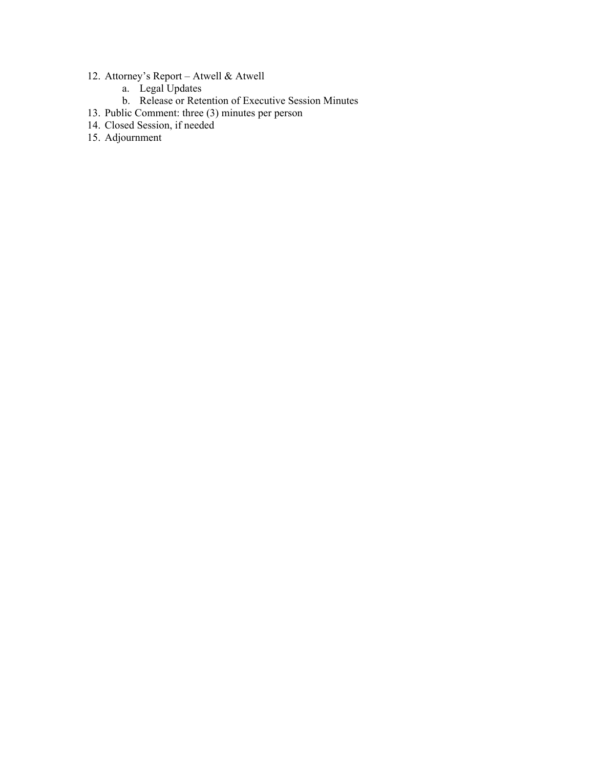12. Attorney's Report – Atwell & Atwell
    a. Legal Updates
    b. Release or Retention of Executive Session Minutes
13. Public Comment: three (3) minutes per person
14. Closed Session, if needed
15. Adjournment